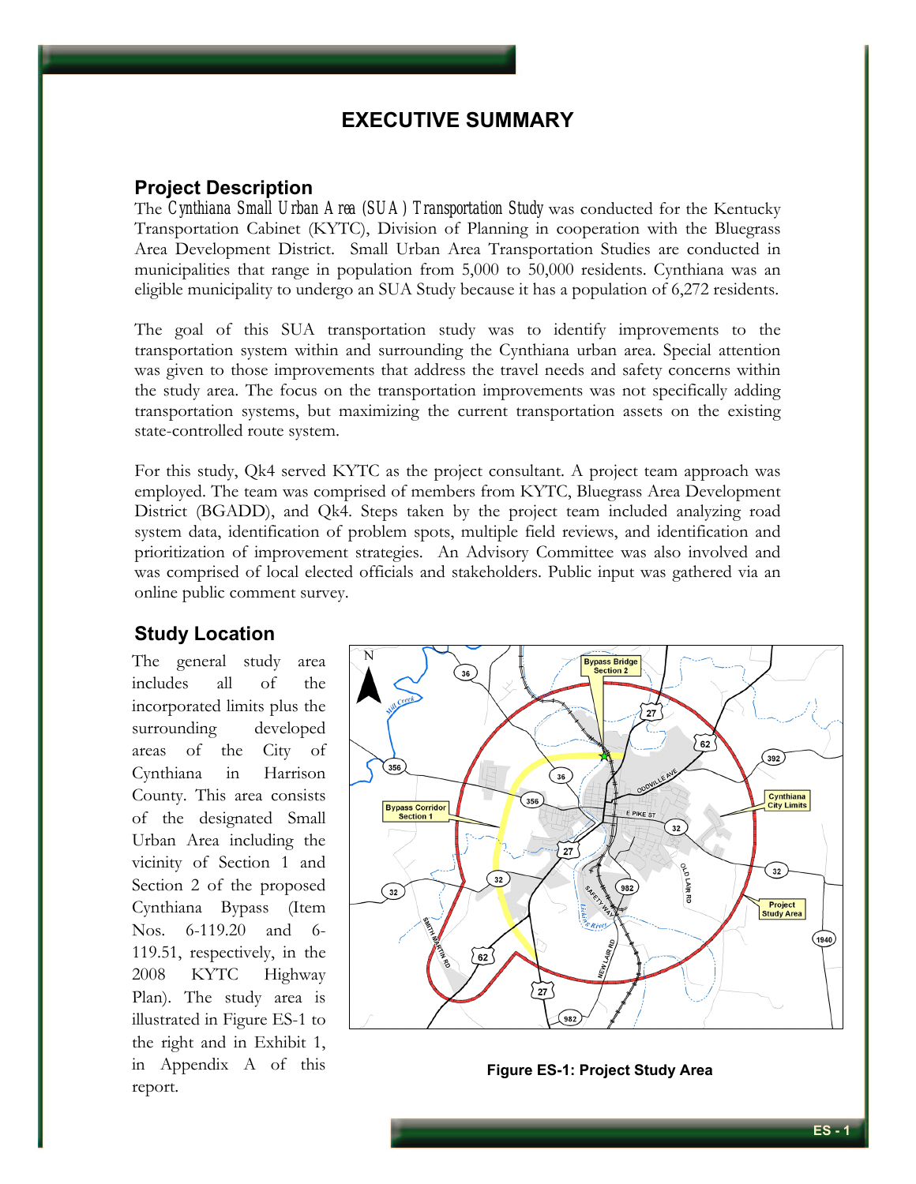# EXECUTIVE SUMMARY

## Project Description

The *Cynthiana Small Urban Area (SUA) Transportation Study* was conducted for the Kentucky Transportation Cabinet (KYTC), Division of Planning in cooperation with the Bluegrass Area Development District. Small Urban Area Transportation Studies are conducted in municipalities that range in population from 5,000 to 50,000 residents. Cynthiana was an eligible municipality to undergo an SUA Study because it has a population of 6,272 residents.

The goal of this SUA transportation study was to identify improvements to the transportation system within and surrounding the Cynthiana urban area. Special attention was given to those improvements that address the travel needs and safety concerns within the study area. The focus on the transportation improvements was not specifically adding transportation systems, but maximizing the current transportation assets on the existing state-controlled route system.

For this study, Qk4 served KYTC as the project consultant. A project team approach was employed. The team was comprised of members from KYTC, Bluegrass Area Development District (BGADD), and Qk4. Steps taken by the project team included analyzing road system data, identification of problem spots, multiple field reviews, and identification and prioritization of improvement strategies. An Advisory Committee was also involved and was comprised of local elected officials and stakeholders. Public input was gathered via an online public comment survey.

## Study Location

The general study area includes all of the incorporated limits plus the surrounding developed areas of the City of Cynthiana in Harrison County. This area consists of the designated Small Urban Area including the vicinity of Section 1 and Section 2 of the proposed Cynthiana Bypass (Item Nos. 6-119.20 and 6-119.51, respectively, in the 2008 KYTC Highway Plan). The study area is illustrated in Figure ES-1 to the right and in Exhibit 1, in Appendix A of this report.

**Figure ES-1: Project Study Area**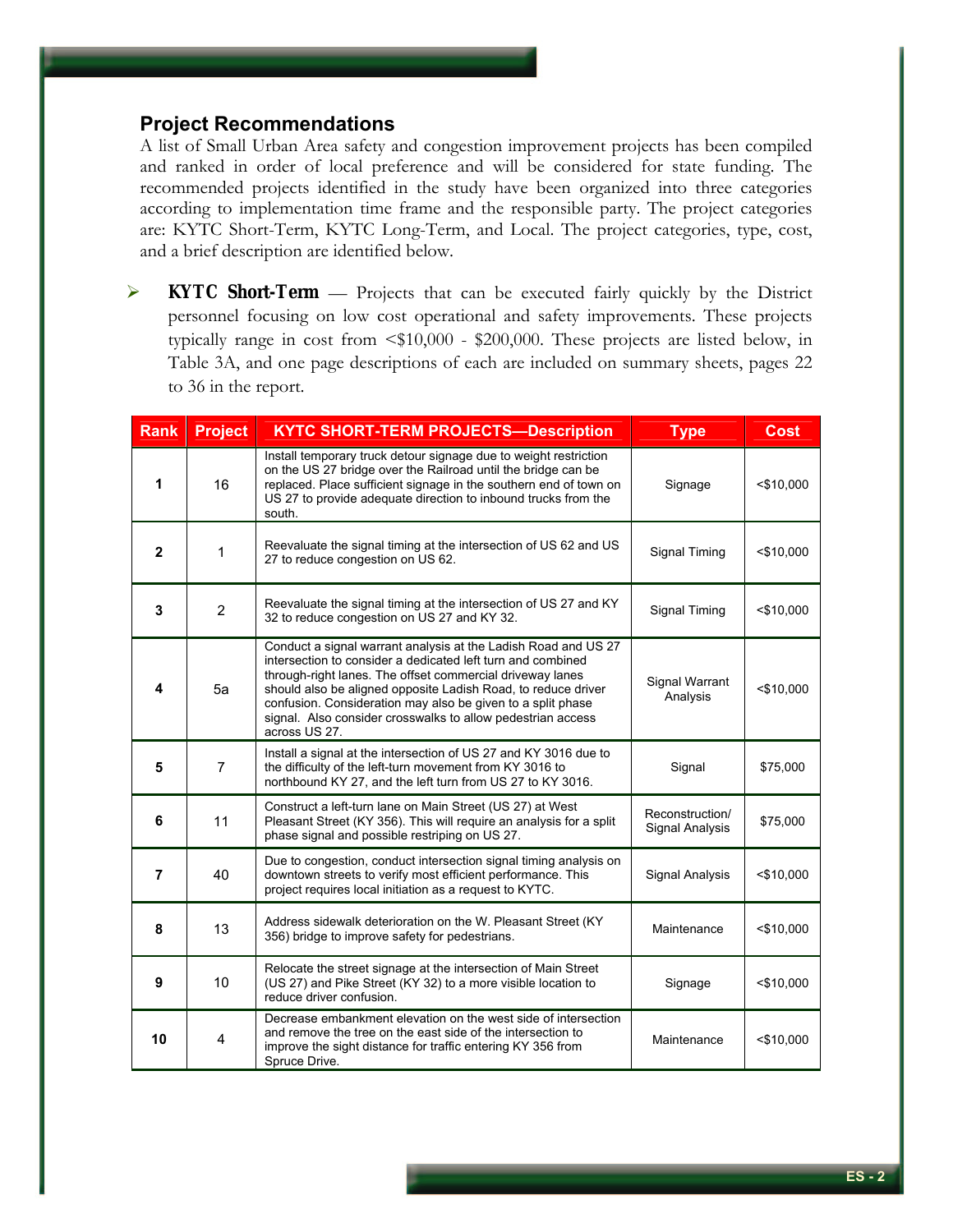## Project Recommendations

A list of Small Urban Area safety and congestion improvement projects has been compiled and ranked in order of local preference and will be considered for state funding. The recommended projects identified in the study have been organized into three categories according to implementation time frame and the responsible party. The project categories are: KYTC Short-Term, KYTC Long-Term, and Local. The project categories, type, cost, and a brief description are identified below.

- **KYTC Short-Term** — Projects that can be executed fairly quickly by the District personnel focusing on low cost operational and safety improvements. These projects typically range in cost from <$10,000 - $200,000. These projects are listed below, in Table 3A, and one page descriptions of each are included on summary sheets, pages 22 to 36 in the report.

| Rank | Project | KYTC SHORT-TERM PROJECTS—Description | Type | Cost |
|---|---|---|---|---|
| **1** | 16 | Install temporary truck detour signage due to weight restriction on the US 27 bridge over the Railroad until the bridge can be replaced. Place sufficient signage in the southern end of town on US 27 to provide adequate direction to inbound trucks from the south. | Signage | <$10,000 |
| **2** | 1 | Reevaluate the signal timing at the intersection of US 62 and US 27 to reduce congestion on US 62. | Signal Timing | <$10,000 |
| **3** | 2 | Reevaluate the signal timing at the intersection of US 27 and KY 32 to reduce congestion on US 27 and KY 32. | Signal Timing | <$10,000 |
| **4** | 5a | Conduct a signal warrant analysis at the Ladish Road and US 27 intersection to consider a dedicated left turn and combined through-right lanes. The offset commercial driveway lanes should also be aligned opposite Ladish Road, to reduce driver confusion. Consideration may also be given to a split phase signal. Also consider crosswalks to allow pedestrian access across US 27. | Signal Warrant Analysis | <$10,000 |
| **5** | 7 | Install a signal at the intersection of US 27 and KY 3016 due to the difficulty of the left-turn movement from KY 3016 to northbound KY 27, and the left turn from US 27 to KY 3016. | Signal | $75,000 |
| **6** | 11 | Construct a left-turn lane on Main Street (US 27) at West Pleasant Street (KY 356). This will require an analysis for a split phase signal and possible restriping on US 27. | Reconstruction/ Signal Analysis | $75,000 |
| **7** | 40 | Due to congestion, conduct intersection signal timing analysis on downtown streets to verify most efficient performance. This project requires local initiation as a request to KYTC. | Signal Analysis | <$10,000 |
| **8** | 13 | Address sidewalk deterioration on the W. Pleasant Street (KY 356) bridge to improve safety for pedestrians. | Maintenance | <$10,000 |
| **9** | 10 | Relocate the street signage at the intersection of Main Street (US 27) and Pike Street (KY 32) to a more visible location to reduce driver confusion. | Signage | <$10,000 |
| **10** | 4 | Decrease embankment elevation on the west side of intersection and remove the tree on the east side of the intersection to improve the sight distance for traffic entering KY 356 from Spruce Drive. | Maintenance | <$10,000 |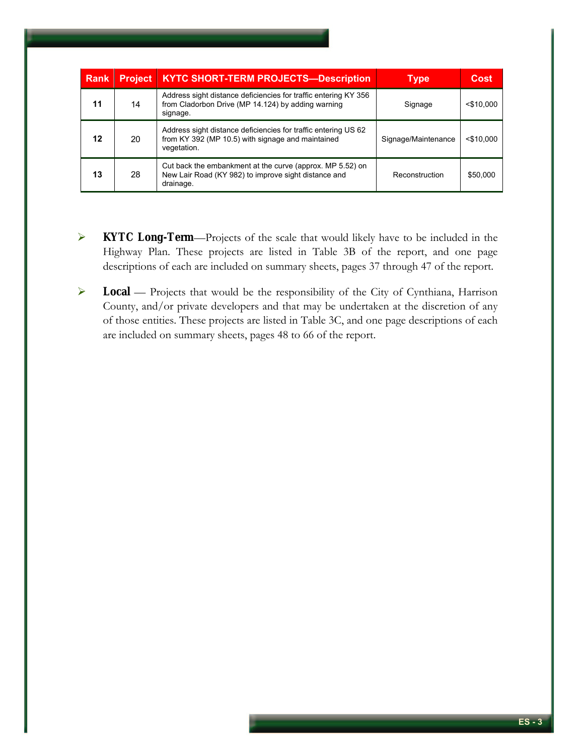| Rank | Project | KYTC SHORT-TERM PROJECTS—Description | Type | Cost |
|---|---|---|---|---|
| **11** | 14 | Address sight distance deficiencies for traffic entering KY 356 from Cladorbon Drive (MP 14.124) by adding warning signage. | Signage | <$10,000 |
| **12** | 20 | Address sight distance deficiencies for traffic entering US 62 from KY 392 (MP 10.5) with signage and maintained vegetation. | Signage/Maintenance | <$10,000 |
| **13** | 28 | Cut back the embankment at the curve (approx. MP 5.52) on New Lair Road (KY 982) to improve sight distance and drainage. | Reconstruction | $50,000 |

- **KYTC Long-Term**—Projects of the scale that would likely have to be included in the Highway Plan. These projects are listed in Table 3B of the report, and one page descriptions of each are included on summary sheets, pages 37 through 47 of the report.

- **Local** — Projects that would be the responsibility of the City of Cynthiana, Harrison County, and/or private developers and that may be undertaken at the discretion of any of those entities. These projects are listed in Table 3C, and one page descriptions of each are included on summary sheets, pages 48 to 66 of the report.